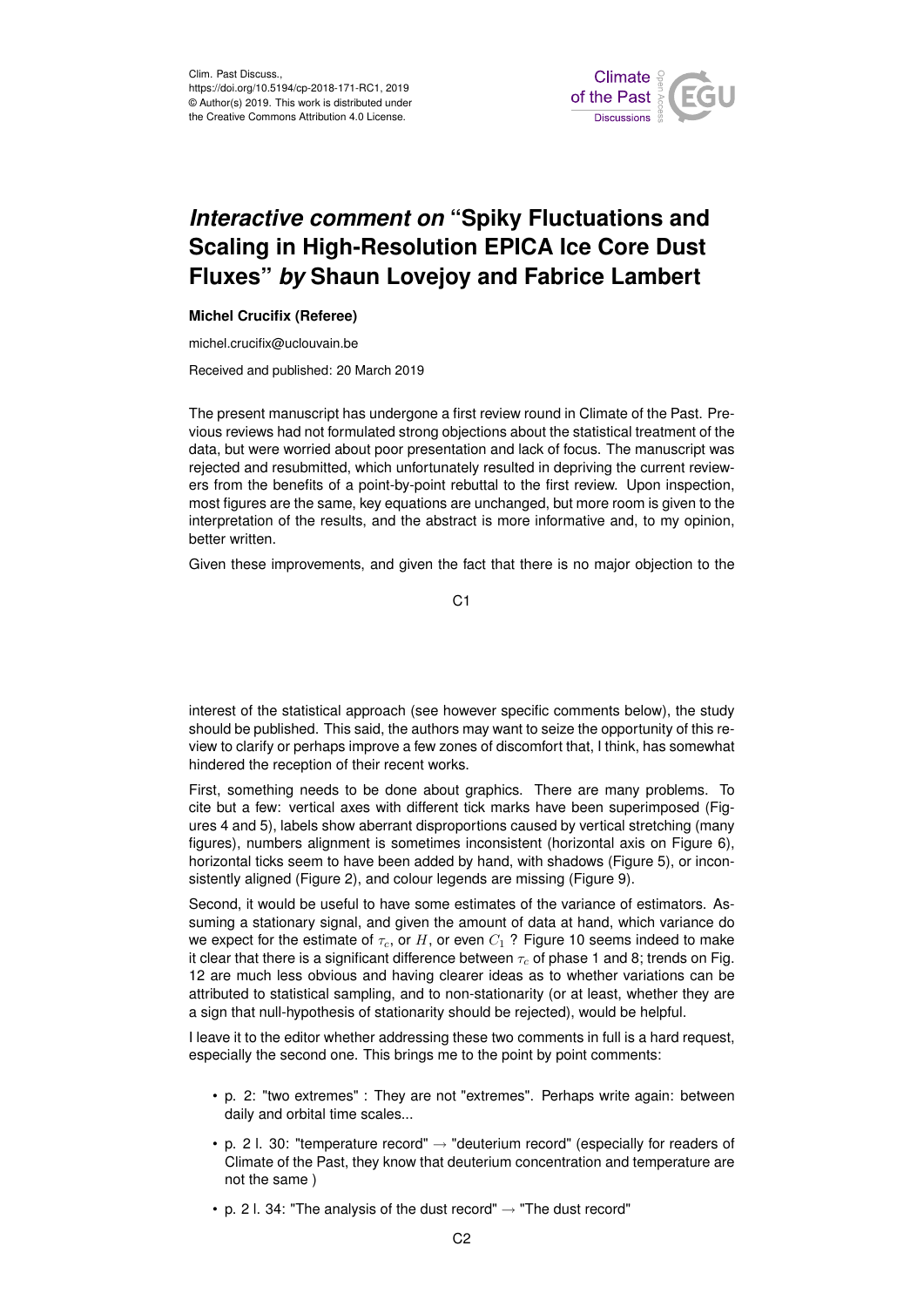Clim. Past Discuss.,
https://doi.org/10.5194/cp-2018-171-RC1, 2019
© Author(s) 2019. This work is distributed under
the Creative Commons Attribution 4.0 License.

# *Interactive comment on* "Spiky Fluctuations and Scaling in High-Resolution EPICA Ice Core Dust Fluxes" *by* Shaun Lovejoy and Fabrice Lambert

**Michel Crucifix (Referee)**

michel.crucifix@uclouvain.be

Received and published: 20 March 2019

The present manuscript has undergone a first review round in Climate of the Past. Previous reviews had not formulated strong objections about the statistical treatment of the data, but were worried about poor presentation and lack of focus. The manuscript was rejected and resubmitted, which unfortunately resulted in depriving the current reviewers from the benefits of a point-by-point rebuttal to the first review. Upon inspection, most figures are the same, key equations are unchanged, but more room is given to the interpretation of the results, and the abstract is more informative and, to my opinion, better written.

Given these improvements, and given the fact that there is no major objection to the interest of the statistical approach (see however specific comments below), the study should be published. This said, the authors may want to seize the opportunity of this review to clarify or perhaps improve a few zones of discomfort that, I think, has somewhat hindered the reception of their recent works.

First, something needs to be done about graphics. There are many problems. To cite but a few: vertical axes with different tick marks have been superimposed (Figures 4 and 5), labels show aberrant disproportions caused by vertical stretching (many figures), numbers alignment is sometimes inconsistent (horizontal axis on Figure 6), horizontal ticks seem to have been added by hand, with shadows (Figure 5), or inconsistently aligned (Figure 2), and colour legends are missing (Figure 9).

Second, it would be useful to have some estimates of the variance of estimators. Assuming a stationary signal, and given the amount of data at hand, which variance do we expect for the estimate of $\tau_c$, or $H$, or even $C_1$ ? Figure 10 seems indeed to make it clear that there is a significant difference between $\tau_c$ of phase 1 and 8; trends on Fig. 12 are much less obvious and having clearer ideas as to whether variations can be attributed to statistical sampling, and to non-stationarity (or at least, whether they are a sign that null-hypothesis of stationarity should be rejected), would be helpful.

I leave it to the editor whether addressing these two comments in full is a hard request, especially the second one. This brings me to the point by point comments:

- p. 2: "two extremes" : They are not "extremes". Perhaps write again: between daily and orbital time scales...
- p. 2 l. 30: "temperature record" → "deuterium record" (especially for readers of Climate of the Past, they know that deuterium concentration and temperature are not the same )
- p. 2 l. 34: "The analysis of the dust record" → "The dust record"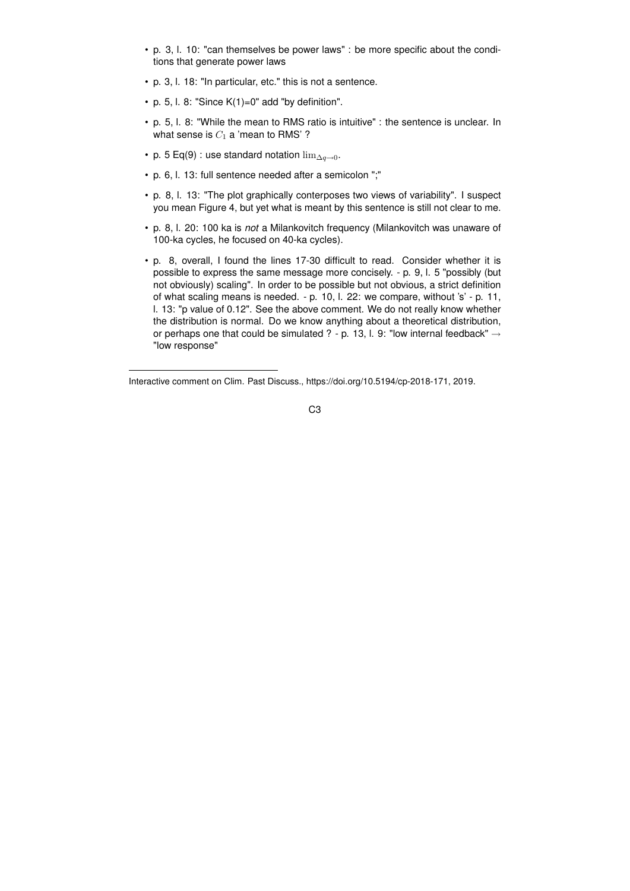- p. 3, l. 10: "can themselves be power laws" : be more specific about the conditions that generate power laws
- p. 3, l. 18: "In particular, etc." this is not a sentence.
- p. 5, l. 8: "Since K(1)=0" add "by definition".
- p. 5, l. 8: "While the mean to RMS ratio is intuitive" : the sentence is unclear. In what sense is $C_1$ a 'mean to RMS' ?
- p. 5 Eq(9) : use standard notation $\lim_{\Delta q \to 0}$.
- p. 6, l. 13: full sentence needed after a semicolon ";"
- p. 8, l. 13: "The plot graphically conterposes two views of variability". I suspect you mean Figure 4, but yet what is meant by this sentence is still not clear to me.
- p. 8, l. 20: 100 ka is *not* a Milankovitch frequency (Milankovitch was unaware of 100-ka cycles, he focused on 40-ka cycles).
- p. 8, overall, I found the lines 17-30 difficult to read. Consider whether it is possible to express the same message more concisely. - p. 9, l. 5 "possibly (but not obviously) scaling". In order to be possible but not obvious, a strict definition of what scaling means is needed. - p. 10, l. 22: we compare, without 's' - p. 11, l. 13: "p value of 0.12". See the above comment. We do not really know whether the distribution is normal. Do we know anything about a theoretical distribution, or perhaps one that could be simulated ? - p. 13, l. 9: "low internal feedback" → "low response"

---

Interactive comment on Clim. Past Discuss., https://doi.org/10.5194/cp-2018-171, 2019.